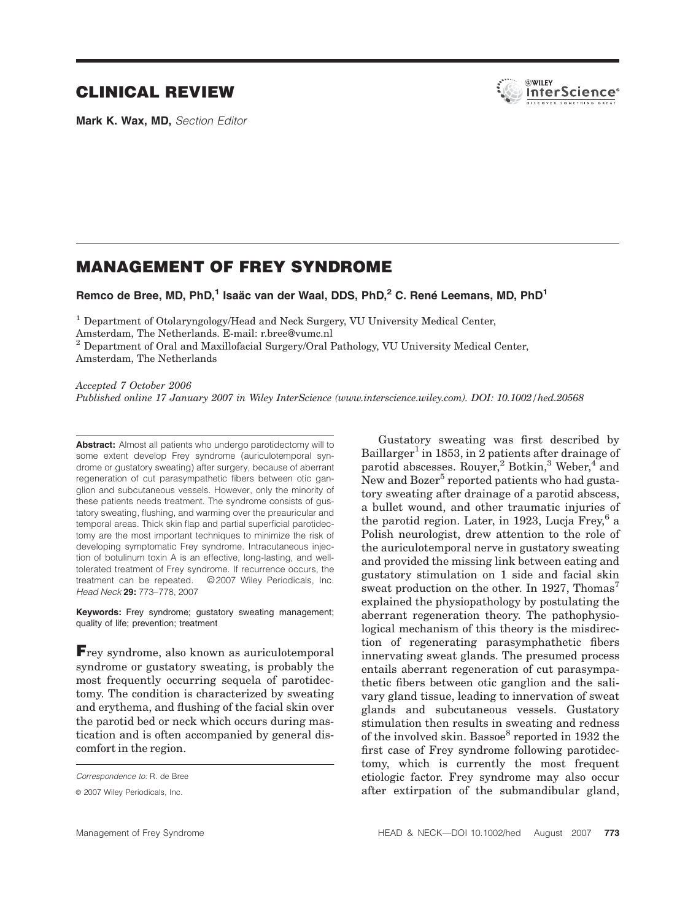# CLINICAL REVIEW

**Mark K. Wax, MD,** *Section Editor*

## MANAGEMENT OF FREY SYNDROME

**Remco de Bree, MD, PhD,[1] Isaäc van der Waal, DDS, PhD,[2] C. René Leemans, MD, PhD[1]**

[1] Department of Otolaryngology/Head and Neck Surgery, VU University Medical Center, Amsterdam, The Netherlands. E-mail: r.bree@vumc.nl

[2] Department of Oral and Maxillofacial Surgery/Oral Pathology, VU University Medical Center, Amsterdam, The Netherlands

*Accepted 7 October 2006*

*Published online 17 January 2007 in Wiley InterScience (www.interscience.wiley.com). DOI: 10.1002/hed.20568*

**Abstract:** Almost all patients who undergo parotidectomy will to some extent develop Frey syndrome (auriculotemporal syndrome or gustatory sweating) after surgery, because of aberrant regeneration of cut parasympathetic fibers between otic ganglion and subcutaneous vessels. However, only the minority of these patients needs treatment. The syndrome consists of gustatory sweating, flushing, and warming over the preauricular and temporal areas. Thick skin flap and partial superficial parotidectomy are the most important techniques to minimize the risk of developing symptomatic Frey syndrome. Intracutaneous injection of botulinum toxin A is an effective, long-lasting, and well-tolerated treatment of Frey syndrome. If recurrence occurs, the treatment can be repeated. ©2007 Wiley Periodicals, Inc. *Head Neck* **29:** 773–778, 2007

**Keywords:** Frey syndrome; gustatory sweating management; quality of life; prevention; treatment

**F**rey syndrome, also known as auriculotemporal syndrome or gustatory sweating, is probably the most frequently occurring sequela of parotidectomy. The condition is characterized by sweating and erythema, and flushing of the facial skin over the parotid bed or neck which occurs during mastication and is often accompanied by general discomfort in the region.

Gustatory sweating was first described by Baillarger[1] in 1853, in 2 patients after drainage of parotid abscesses. Rouyer,[2] Botkin,[3] Weber,[4] and New and Bozer[5] reported patients who had gustatory sweating after drainage of a parotid abscess, a bullet wound, and other traumatic injuries of the parotid region. Later, in 1923, Lucja Frey,[6] a Polish neurologist, drew attention to the role of the auriculotemporal nerve in gustatory sweating and provided the missing link between eating and gustatory stimulation on 1 side and facial skin sweat production on the other. In 1927, Thomas[7] explained the physiopathology by postulating the aberrant regeneration theory. The pathophysiological mechanism of this theory is the misdirection of regenerating parasymphathetic fibers innervating sweat glands. The presumed process entails aberrant regeneration of cut parasympathetic fibers between otic ganglion and the salivary gland tissue, leading to innervation of sweat glands and subcutaneous vessels. Gustatory stimulation then results in sweating and redness of the involved skin. Bassoe[8] reported in 1932 the first case of Frey syndrome following parotidectomy, which is currently the most frequent etiologic factor. Frey syndrome may also occur after extirpation of the submandibular gland,

*Correspondence to:* R. de Bree

© 2007 Wiley Periodicals, Inc.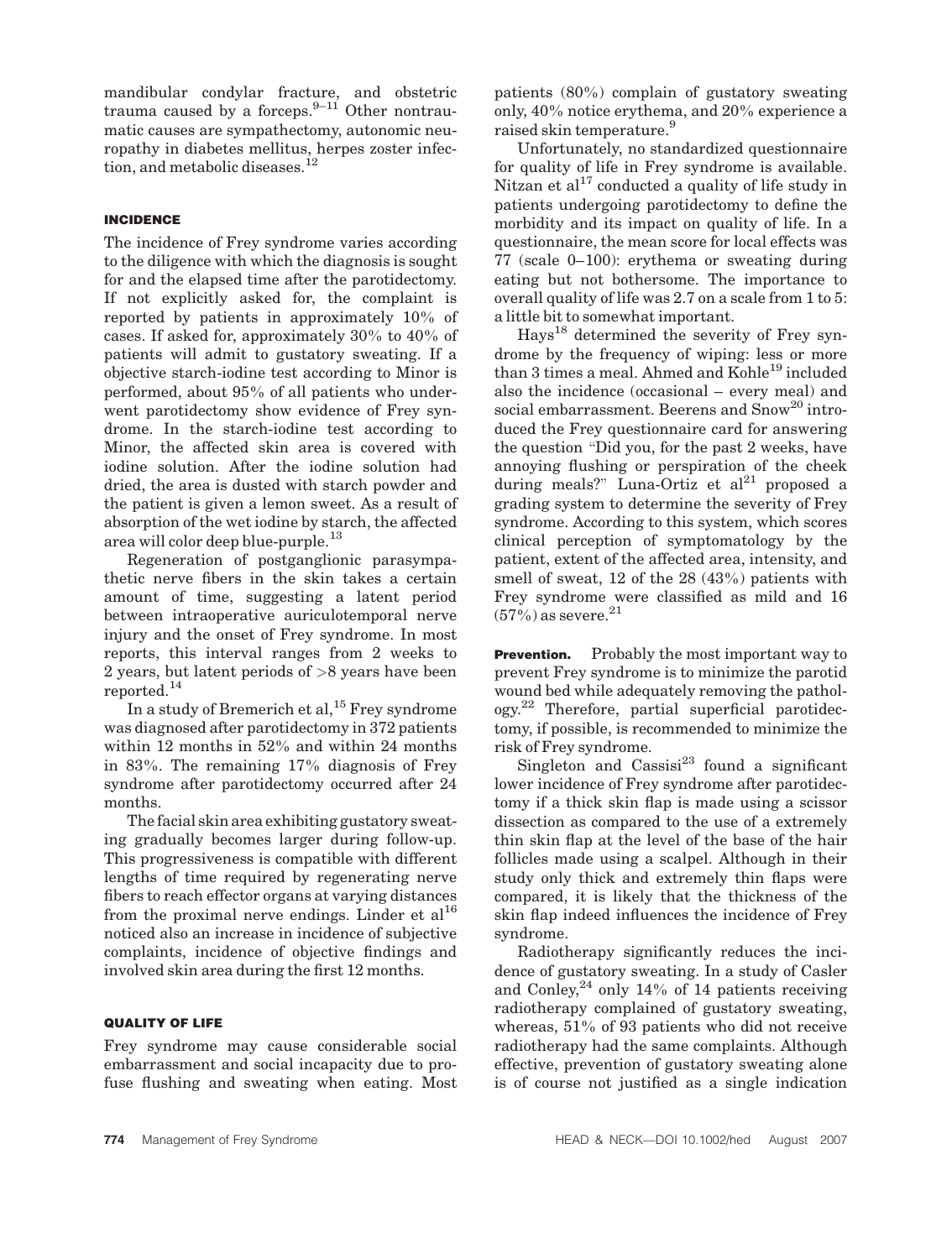mandibular condylar fracture, and obstetric trauma caused by a forceps.[9–11] Other nontraumatic causes are sympathectomy, autonomic neuropathy in diabetes mellitus, herpes zoster infection, and metabolic diseases.[12]

## INCIDENCE

The incidence of Frey syndrome varies according to the diligence with which the diagnosis is sought for and the elapsed time after the parotidectomy. If not explicitly asked for, the complaint is reported by patients in approximately 10% of cases. If asked for, approximately 30% to 40% of patients will admit to gustatory sweating. If a objective starch-iodine test according to Minor is performed, about 95% of all patients who underwent parotidectomy show evidence of Frey syndrome. In the starch-iodine test according to Minor, the affected skin area is covered with iodine solution. After the iodine solution had dried, the area is dusted with starch powder and the patient is given a lemon sweet. As a result of absorption of the wet iodine by starch, the affected area will color deep blue-purple.[13]

Regeneration of postganglionic parasympathetic nerve fibers in the skin takes a certain amount of time, suggesting a latent period between intraoperative auriculotemporal nerve injury and the onset of Frey syndrome. In most reports, this interval ranges from 2 weeks to 2 years, but latent periods of >8 years have been reported.[14]

In a study of Bremerich et al,[15] Frey syndrome was diagnosed after parotidectomy in 372 patients within 12 months in 52% and within 24 months in 83%. The remaining 17% diagnosis of Frey syndrome after parotidectomy occurred after 24 months.

The facial skin area exhibiting gustatory sweating gradually becomes larger during follow-up. This progressiveness is compatible with different lengths of time required by regenerating nerve fibers to reach effector organs at varying distances from the proximal nerve endings. Linder et al[16] noticed also an increase in incidence of subjective complaints, incidence of objective findings and involved skin area during the first 12 months.

## QUALITY OF LIFE

Frey syndrome may cause considerable social embarrassment and social incapacity due to profuse flushing and sweating when eating. Most patients (80%) complain of gustatory sweating only, 40% notice erythema, and 20% experience a raised skin temperature.[9]

Unfortunately, no standardized questionnaire for quality of life in Frey syndrome is available. Nitzan et al[17] conducted a quality of life study in patients undergoing parotidectomy to define the morbidity and its impact on quality of life. In a questionnaire, the mean score for local effects was 77 (scale 0–100): erythema or sweating during eating but not bothersome. The importance to overall quality of life was 2.7 on a scale from 1 to 5: a little bit to somewhat important.

Hays[18] determined the severity of Frey syndrome by the frequency of wiping: less or more than 3 times a meal. Ahmed and Kohle[19] included also the incidence (occasional – every meal) and social embarrassment. Beerens and Snow[20] introduced the Frey questionnaire card for answering the question "Did you, for the past 2 weeks, have annoying flushing or perspiration of the cheek during meals?" Luna-Ortiz et al[21] proposed a grading system to determine the severity of Frey syndrome. According to this system, which scores clinical perception of symptomatology by the patient, extent of the affected area, intensity, and smell of sweat, 12 of the 28 (43%) patients with Frey syndrome were classified as mild and 16 (57%) as severe.[21]

**Prevention.** Probably the most important way to prevent Frey syndrome is to minimize the parotid wound bed while adequately removing the pathology.[22] Therefore, partial superficial parotidectomy, if possible, is recommended to minimize the risk of Frey syndrome.

Singleton and Cassisi[23] found a significant lower incidence of Frey syndrome after parotidectomy if a thick skin flap is made using a scissor dissection as compared to the use of a extremely thin skin flap at the level of the base of the hair follicles made using a scalpel. Although in their study only thick and extremely thin flaps were compared, it is likely that the thickness of the skin flap indeed influences the incidence of Frey syndrome.

Radiotherapy significantly reduces the incidence of gustatory sweating. In a study of Casler and Conley,[24] only 14% of 14 patients receiving radiotherapy complained of gustatory sweating, whereas, 51% of 93 patients who did not receive radiotherapy had the same complaints. Although effective, prevention of gustatory sweating alone is of course not justified as a single indication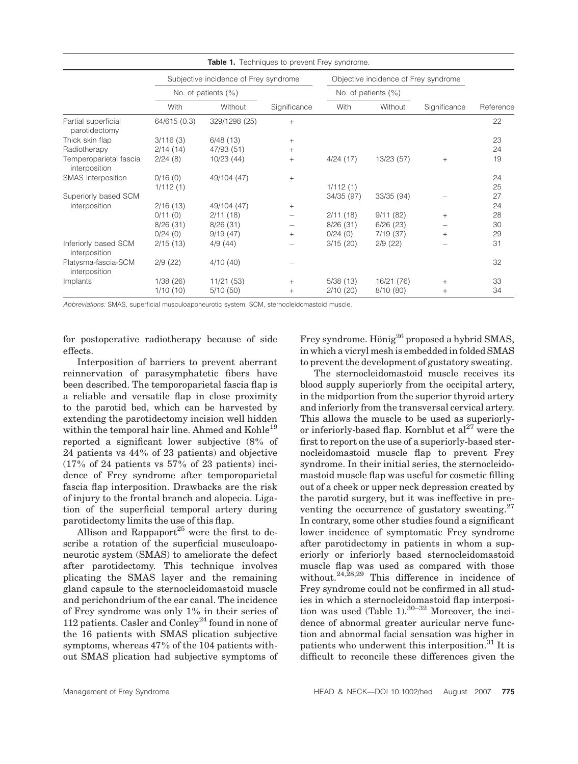**Table 1.** Techniques to prevent Frey syndrome.

| | Subjective incidence of Frey syndrome | | | Objective incidence of Frey syndrome | | | |
|---|---|---|---|---|---|---|---|
| | No. of patients (%) | | | No. of patients (%) | | | |
| | With | Without | Significance | With | Without | Significance | Reference |
| Partial superficial parotidectomy | 64/615 (0.3) | 329/1298 (25) | + | | | | 22 |
| Thick skin flap | 3/116 (3) | 6/48 (13) | + | | | | 23 |
| Radiotherapy | 2/14 (14) | 47/93 (51) | + | | | | 24 |
| Temperoparietal fascia interposition | 2/24 (8) | 10/23 (44) | + | 4/24 (17) | 13/23 (57) | + | 19 |
| SMAS interposition | 0/16 (0) | 49/104 (47) | + | | | | 24 |
| | 1/112 (1) | | | 1/112 (1) | | | 25 |
| Superiorly based SCM interposition | | | | 34/35 (97) | 33/35 (94) | – | 27 |
| | 2/16 (13) | 49/104 (47) | + | | | | 24 |
| | 0/11 (0) | 2/11 (18) | – | 2/11 (18) | 9/11 (82) | + | 28 |
| | 8/26 (31) | 8/26 (31) | – | 8/26 (31) | 6/26 (23) | – | 30 |
| | 0/24 (0) | 9/19 (47) | + | 0/24 (0) | 7/19 (37) | + | 29 |
| Inferiorly based SCM interposition | 2/15 (13) | 4/9 (44) | – | 3/15 (20) | 2/9 (22) | – | 31 |
| Platysma-fascia-SCM interposition | 2/9 (22) | 4/10 (40) | – | | | | 32 |
| Implants | 1/38 (26) | 11/21 (53) | + | 5/38 (13) | 16/21 (76) | + | 33 |
| | 1/10 (10) | 5/10 (50) | + | 2/10 (20) | 8/10 (80) | + | 34 |

*Abbreviations:* SMAS, superficial musculoaponeurotic system; SCM, sternocleidomastoid muscle.

for postoperative radiotherapy because of side effects.

Interposition of barriers to prevent aberrant reinnervation of parasymphatetic fibers have been described. The temporoparietal fascia flap is a reliable and versatile flap in close proximity to the parotid bed, which can be harvested by extending the parotidectomy incision well hidden within the temporal hair line. Ahmed and Kohle[19] reported a significant lower subjective (8% of 24 patients vs 44% of 23 patients) and objective (17% of 24 patients vs 57% of 23 patients) incidence of Frey syndrome after temporoparietal fascia flap interposition. Drawbacks are the risk of injury to the frontal branch and alopecia. Ligation of the superficial temporal artery during parotidectomy limits the use of this flap.

Allison and Rappaport[25] were the first to describe a rotation of the superficial musculoaponeurotic system (SMAS) to ameliorate the defect after parotidectomy. This technique involves plicating the SMAS layer and the remaining gland capsule to the sternocleidomastoid muscle and perichondrium of the ear canal. The incidence of Frey syndrome was only 1% in their series of 112 patients. Casler and Conley[24] found in none of the 16 patients with SMAS plication subjective symptoms, whereas 47% of the 104 patients without SMAS plication had subjective symptoms of Frey syndrome. Hönig[26] proposed a hybrid SMAS, in which a vicryl mesh is embedded in folded SMAS to prevent the development of gustatory sweating.

The sternocleidomastoid muscle receives its blood supply superiorly from the occipital artery, in the midportion from the superior thyroid artery and inferiorly from the transversal cervical artery. This allows the muscle to be used as superiorly- or inferiorly-based flap. Kornblut et al[27] were the first to report on the use of a superiorly-based sternocleidomastoid muscle flap to prevent Frey syndrome. In their initial series, the sternocleidomastoid muscle flap was useful for cosmetic filling out of a cheek or upper neck depression created by the parotid surgery, but it was ineffective in preventing the occurrence of gustatory sweating.[27] In contrary, some other studies found a significant lower incidence of symptomatic Frey syndrome after parotidectomy in patients in whom a superiorly or inferiorly based sternocleidomastoid muscle flap was used as compared with those without.[24,28,29] This difference in incidence of Frey syndrome could not be confirmed in all studies in which a sternocleidomastoid flap interposition was used (Table 1).[30–32] Moreover, the incidence of abnormal greater auricular nerve function and abnormal facial sensation was higher in patients who underwent this interposition.[31] It is difficult to reconcile these differences given the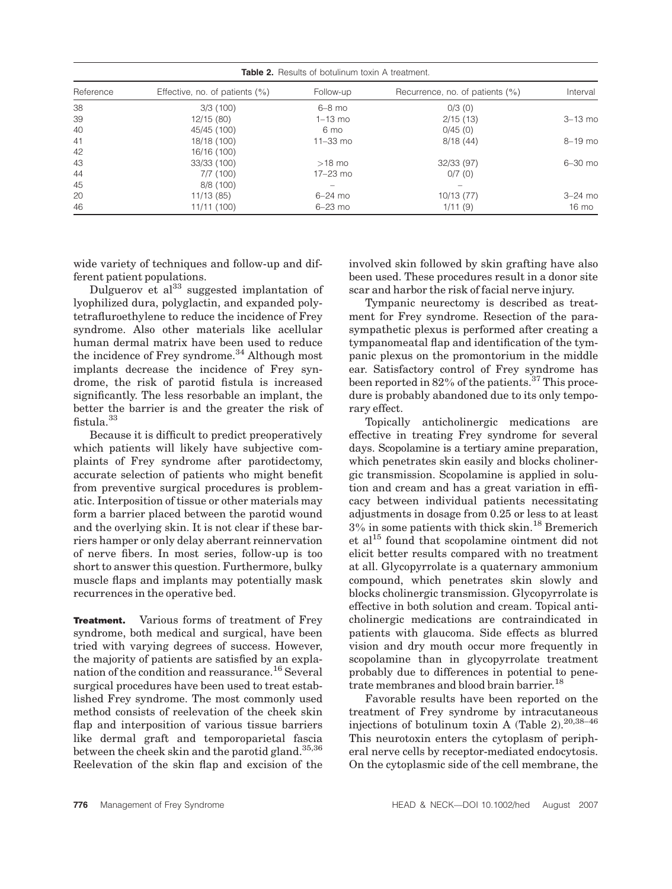**Table 2.** Results of botulinum toxin A treatment.

| Reference | Effective, no. of patients (%) | Follow-up | Recurrence, no. of patients (%) | Interval |
|---|---|---|---|---|
| 38 | 3/3 (100) | 6–8 mo | 0/3 (0) | |
| 39 | 12/15 (80) | 1–13 mo | 2/15 (13) | 3–13 mo |
| 40 | 45/45 (100) | 6 mo | 0/45 (0) | |
| 41 | 18/18 (100) | 11–33 mo | 8/18 (44) | 8–19 mo |
| 42 | 16/16 (100) | | | |
| 43 | 33/33 (100) | >18 mo | 32/33 (97) | 6–30 mo |
| 44 | 7/7 (100) | 17–23 mo | 0/7 (0) | |
| 45 | 8/8 (100) | – | – | |
| 20 | 11/13 (85) | 6–24 mo | 10/13 (77) | 3–24 mo |
| 46 | 11/11 (100) | 6–23 mo | 1/11 (9) | 16 mo |

wide variety of techniques and follow-up and different patient populations.

Dulguerov et al[33] suggested implantation of lyophilized dura, polyglactin, and expanded polytetrafluroethylene to reduce the incidence of Frey syndrome. Also other materials like acellular human dermal matrix have been used to reduce the incidence of Frey syndrome.[34] Although most implants decrease the incidence of Frey syndrome, the risk of parotid fistula is increased significantly. The less resorbable an implant, the better the barrier is and the greater the risk of fistula.[33]

Because it is difficult to predict preoperatively which patients will likely have subjective complaints of Frey syndrome after parotidectomy, accurate selection of patients who might benefit from preventive surgical procedures is problematic. Interposition of tissue or other materials may form a barrier placed between the parotid wound and the overlying skin. It is not clear if these barriers hamper or only delay aberrant reinnervation of nerve fibers. In most series, follow-up is too short to answer this question. Furthermore, bulky muscle flaps and implants may potentially mask recurrences in the operative bed.

**Treatment.** Various forms of treatment of Frey syndrome, both medical and surgical, have been tried with varying degrees of success. However, the majority of patients are satisfied by an explanation of the condition and reassurance.[16] Several surgical procedures have been used to treat established Frey syndrome. The most commonly used method consists of reelevation of the cheek skin flap and interposition of various tissue barriers like dermal graft and temporoparietal fascia between the cheek skin and the parotid gland.[35,36] Reelevation of the skin flap and excision of the involved skin followed by skin grafting have also been used. These procedures result in a donor site scar and harbor the risk of facial nerve injury.

Tympanic neurectomy is described as treatment for Frey syndrome. Resection of the parasympathetic plexus is performed after creating a tympanomeatal flap and identification of the tympanic plexus on the promontorium in the middle ear. Satisfactory control of Frey syndrome has been reported in 82% of the patients.[37] This procedure is probably abandoned due to its only temporary effect.

Topically anticholinergic medications are effective in treating Frey syndrome for several days. Scopolamine is a tertiary amine preparation, which penetrates skin easily and blocks cholinergic transmission. Scopolamine is applied in solution and cream and has a great variation in efficacy between individual patients necessitating adjustments in dosage from 0.25 or less to at least 3% in some patients with thick skin.[18] Bremerich et al[15] found that scopolamine ointment did not elicit better results compared with no treatment at all. Glycopyrrolate is a quaternary ammonium compound, which penetrates skin slowly and blocks cholinergic transmission. Glycopyrrolate is effective in both solution and cream. Topical anticholinergic medications are contraindicated in patients with glaucoma. Side effects as blurred vision and dry mouth occur more frequently in scopolamine than in glycopyrrolate treatment probably due to differences in potential to penetrate membranes and blood brain barrier.[18]

Favorable results have been reported on the treatment of Frey syndrome by intracutaneous injections of botulinum toxin A (Table 2).[20,38–46] This neurotoxin enters the cytoplasm of peripheral nerve cells by receptor-mediated endocytosis. On the cytoplasmic side of the cell membrane, the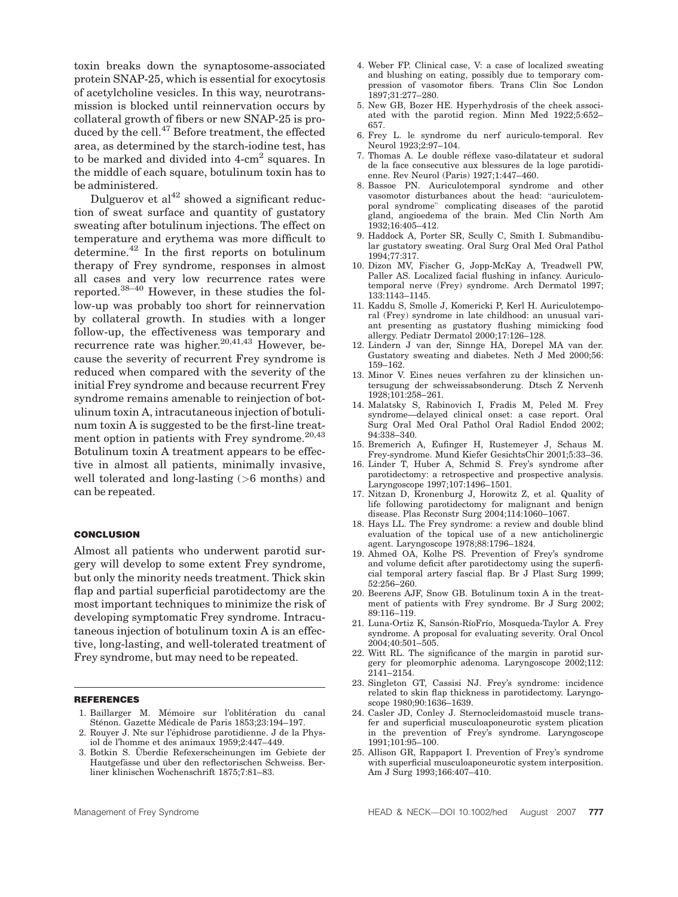toxin breaks down the synaptosome-associated protein SNAP-25, which is essential for exocytosis of acetylcholine vesicles. In this way, neurotransmission is blocked until reinnervation occurs by collateral growth of fibers or new SNAP-25 is produced by the cell.[47] Before treatment, the effected area, as determined by the starch-iodine test, has to be marked and divided into 4-cm$^2$ squares. In the middle of each square, botulinum toxin has to be administered.

Dulguerov et al[42] showed a significant reduction of sweat surface and quantity of gustatory sweating after botulinum injections. The effect on temperature and erythema was more difficult to determine.[42] In the first reports on botulinum therapy of Frey syndrome, responses in almost all cases and very low recurrence rates were reported.[38–40] However, in these studies the follow-up was probably too short for reinnervation by collateral growth. In studies with a longer follow-up, the effectiveness was temporary and recurrence rate was higher.[20,41,43] However, because the severity of recurrent Frey syndrome is reduced when compared with the severity of the initial Frey syndrome and because recurrent Frey syndrome remains amenable to reinjection of botulinum toxin A, intracutaneous injection of botulinum toxin A is suggested to be the first-line treatment option in patients with Frey syndrome.[20,43] Botulinum toxin A treatment appears to be effective in almost all patients, minimally invasive, well tolerated and long-lasting (>6 months) and can be repeated.

## CONCLUSION

Almost all patients who underwent parotid surgery will develop to some extent Frey syndrome, but only the minority needs treatment. Thick skin flap and partial superficial parotidectomy are the most important techniques to minimize the risk of developing symptomatic Frey syndrome. Intracutaneous injection of botulinum toxin A is an effective, long-lasting, and well-tolerated treatment of Frey syndrome, but may need to be repeated.

## REFERENCES

1. Baillarger M. Mémoire sur l'oblitération du canal Sténon. Gazette Médicale de Paris 1853;23:194–197.
2. Rouyer J. Nte sur l'éphidrose parotidienne. J de la Physiol de l'homme et des animaux 1959;2:447–449.
3. Botkin S. Überdie Refexerscheinungen im Gebiete der Hautgefässe und über den reflectorischen Schweiss. Berliner klinischen Wochenschrift 1875;7:81–83.
4. Weber FP. Clinical case, V: a case of localized sweating and blushing on eating, possibly due to temporary compression of vasomotor fibers. Trans Clin Soc London 1897;31:277–280.
5. New GB, Bozer HE. Hyperhydrosis of the cheek associated with the parotid region. Minn Med 1922;5:652–657.
6. Frey L. le syndrome du nerf auriculo-temporal. Rev Neurol 1923;2:97–104.
7. Thomas A. Le double réflexe vaso-dilatateur et sudoral de la face consecutive aux blessures de la loge parotidienne. Rev Neurol (Paris) 1927;1:447–460.
8. Bassoe PN. Auriculotemporal syndrome and other vasomotor disturbances about the head: "auriculotemporal syndrome" complicating diseases of the parotid gland, angioedema of the brain. Med Clin North Am 1932;16:405–412.
9. Haddock A, Porter SR, Scully C, Smith I. Submandibular gustatory sweating. Oral Surg Oral Med Oral Pathol 1994;77:317.
10. Dizon MV, Fischer G, Jopp-McKay A, Treadwell PW, Paller AS. Localized facial flushing in infancy. Auriculotemporal nerve (Frey) syndrome. Arch Dermatol 1997; 133:1143–1145.
11. Kaddu S, Smolle J, Komericki P, Kerl H. Auriculotemporal (Frey) syndrome in late childhood: an unusual variant presenting as gustatory flushing mimicking food allergy. Pediatr Dermatol 2000;17:126–128.
12. Lindern J van der, Sinnge HA, Dorepel MA van der. Gustatory sweating and diabetes. Neth J Med 2000;56: 159–162.
13. Minor V. Eines neues verfahren zu der klinsichen untersugung der schweissabsonderung. Dtsch Z Nervenh 1928;101:258–261.
14. Malatsky S, Rabinovich I, Fradis M, Peled M. Frey syndrome—delayed clinical onset: a case report. Oral Surg Oral Med Oral Pathol Oral Radiol Endod 2002; 94:338–340.
15. Bremerich A, Eufinger H, Rustemeyer J, Schaus M. Frey-syndrome. Mund Kiefer GesichtsChir 2001;5:33–36.
16. Linder T, Huber A, Schmid S. Frey's syndrome after parotidectomy: a retrospective and prospective analysis. Laryngoscope 1997;107:1496–1501.
17. Nitzan D, Kronenburg J, Horowitz Z, et al. Quality of life following parotidectomy for malignant and benign disease. Plas Reconstr Surg 2004;114:1060–1067.
18. Hays LL. The Frey syndrome: a review and double blind evaluation of the topical use of a new anticholinergic agent. Laryngoscope 1978;88:1796–1824.
19. Ahmed OA, Kolhe PS. Prevention of Frey's syndrome and volume deficit after parotidectomy using the superficial temporal artery fascial flap. Br J Plast Surg 1999; 52:256–260.
20. Beerens AJF, Snow GB. Botulinum toxin A in the treatment of patients with Frey syndrome. Br J Surg 2002; 89:116–119.
21. Luna-Ortiz K, Sansón-RíoFrío, Mosqueda-Taylor A. Frey syndrome. A proposal for evaluating severity. Oral Oncol 2004;40:501–505.
22. Witt RL. The significance of the margin in parotid surgery for pleomorphic adenoma. Laryngoscope 2002;112: 2141–2154.
23. Singleton GT, Cassisi NJ. Frey's syndrome: incidence related to skin flap thickness in parotidectomy. Laryngoscope 1980;90:1636–1639.
24. Casler JD, Conley J. Sternocleidomastoid muscle transfer and superficial musculoaponeurotic system plication in the prevention of Frey's syndrome. Laryngoscope 1991;101:95–100.
25. Allison GR, Rappaport I. Prevention of Frey's syndrome with superficial musculoaponeurotic system interposition. Am J Surg 1993;166:407–410.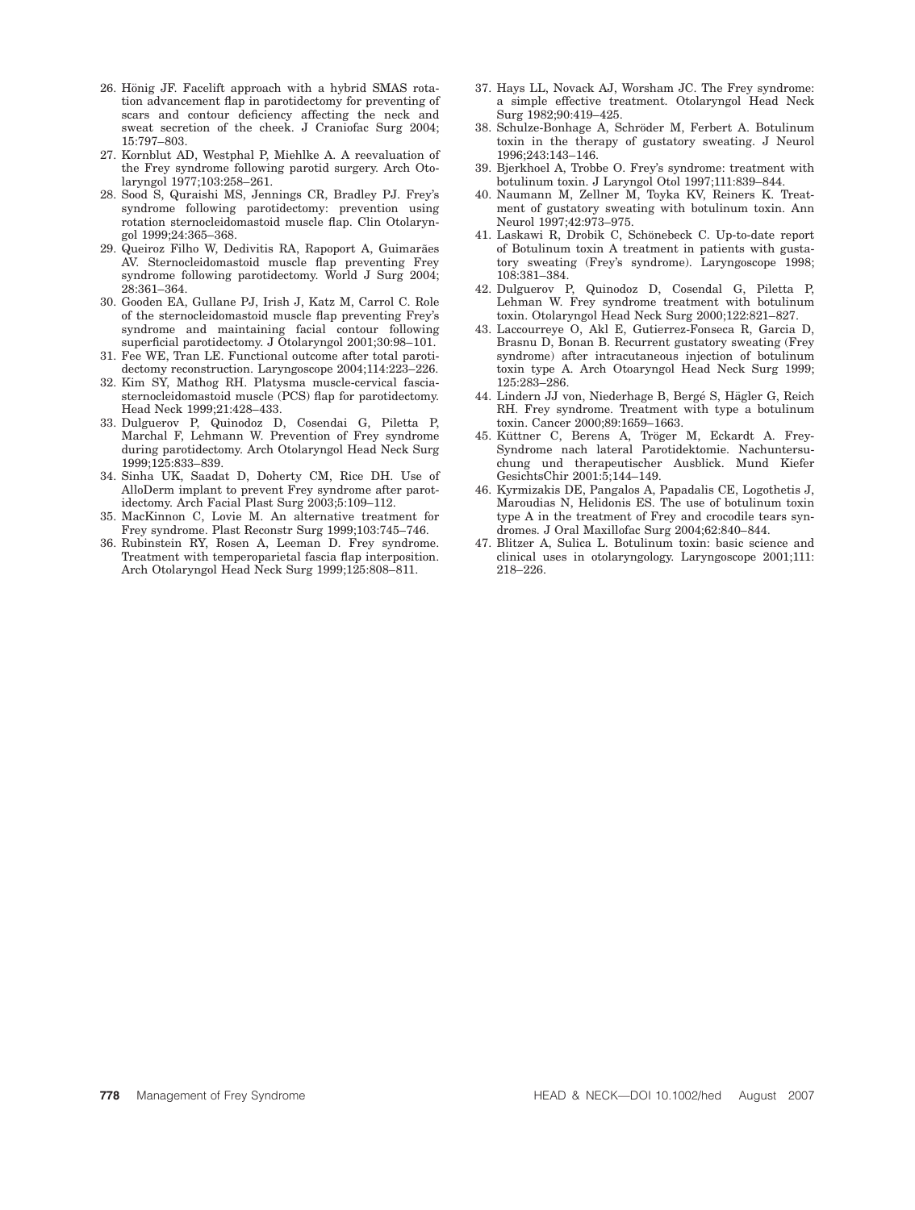26. Hönig JF. Facelift approach with a hybrid SMAS rotation advancement flap in parotidectomy for preventing of scars and contour deficiency affecting the neck and sweat secretion of the cheek. J Craniofac Surg 2004; 15:797–803.
27. Kornblut AD, Westphal P, Miehlke A. A reevaluation of the Frey syndrome following parotid surgery. Arch Otolaryngol 1977;103:258–261.
28. Sood S, Quraishi MS, Jennings CR, Bradley PJ. Frey's syndrome following parotidectomy: prevention using rotation sternocleidomastoid muscle flap. Clin Otolaryngol 1999;24:365–368.
29. Queiroz Filho W, Dedivitis RA, Rapoport A, Guimarães AV. Sternocleidomastoid muscle flap preventing Frey syndrome following parotidectomy. World J Surg 2004; 28:361–364.
30. Gooden EA, Gullane PJ, Irish J, Katz M, Carrol C. Role of the sternocleidomastoid muscle flap preventing Frey's syndrome and maintaining facial contour following superficial parotidectomy. J Otolaryngol 2001;30:98–101.
31. Fee WE, Tran LE. Functional outcome after total parotidectomy reconstruction. Laryngoscope 2004;114:223–226.
32. Kim SY, Mathog RH. Platysma muscle-cervical fascia-sternocleidomastoid muscle (PCS) flap for parotidectomy. Head Neck 1999;21:428–433.
33. Dulguerov P, Quinodoz D, Cosendai G, Piletta P, Marchal F, Lehmann W. Prevention of Frey syndrome during parotidectomy. Arch Otolaryngol Head Neck Surg 1999;125:833–839.
34. Sinha UK, Saadat D, Doherty CM, Rice DH. Use of AlloDerm implant to prevent Frey syndrome after parotidectomy. Arch Facial Plast Surg 2003;5:109–112.
35. MacKinnon C, Lovie M. An alternative treatment for Frey syndrome. Plast Reconstr Surg 1999;103:745–746.
36. Rubinstein RY, Rosen A, Leeman D. Frey syndrome. Treatment with temperoparietal fascia flap interposition. Arch Otolaryngol Head Neck Surg 1999;125:808–811.
37. Hays LL, Novack AJ, Worsham JC. The Frey syndrome: a simple effective treatment. Otolaryngol Head Neck Surg 1982;90:419–425.
38. Schulze-Bonhage A, Schröder M, Ferbert A. Botulinum toxin in the therapy of gustatory sweating. J Neurol 1996;243:143–146.
39. Bjerkhoel A, Trobbe O. Frey's syndrome: treatment with botulinum toxin. J Laryngol Otol 1997;111:839–844.
40. Naumann M, Zellner M, Toyka KV, Reiners K. Treatment of gustatory sweating with botulinum toxin. Ann Neurol 1997;42:973–975.
41. Laskawi R, Drobik C, Schönebeck C. Up-to-date report of Botulinum toxin A treatment in patients with gustatory sweating (Frey's syndrome). Laryngoscope 1998; 108:381–384.
42. Dulguerov P, Quinodoz D, Cosendal G, Piletta P, Lehman W. Frey syndrome treatment with botulinum toxin. Otolaryngol Head Neck Surg 2000;122:821–827.
43. Laccourreye O, Akl E, Gutierrez-Fonseca R, Garcia D, Brasnu D, Bonan B. Recurrent gustatory sweating (Frey syndrome) after intracutaneous injection of botulinum toxin type A. Arch Otoaryngol Head Neck Surg 1999; 125:283–286.
44. Lindern JJ von, Niederhage B, Bergé S, Hägler G, Reich RH. Frey syndrome. Treatment with type a botulinum toxin. Cancer 2000;89:1659–1663.
45. Küttner C, Berens A, Tröger M, Eckardt A. Frey-Syndrome nach lateral Parotidektomie. Nachuntersuchung und therapeutischer Ausblick. Mund Kiefer GesichtsChir 2001:5;144–149.
46. Kyrmizakis DE, Pangalos A, Papadalis CE, Logothetis J, Maroudias N, Helidonis ES. The use of botulinum toxin type A in the treatment of Frey and crocodile tears syndromes. J Oral Maxillofac Surg 2004;62:840–844.
47. Blitzer A, Sulica L. Botulinum toxin: basic science and clinical uses in otolaryngology. Laryngoscope 2001;111: 218–226.